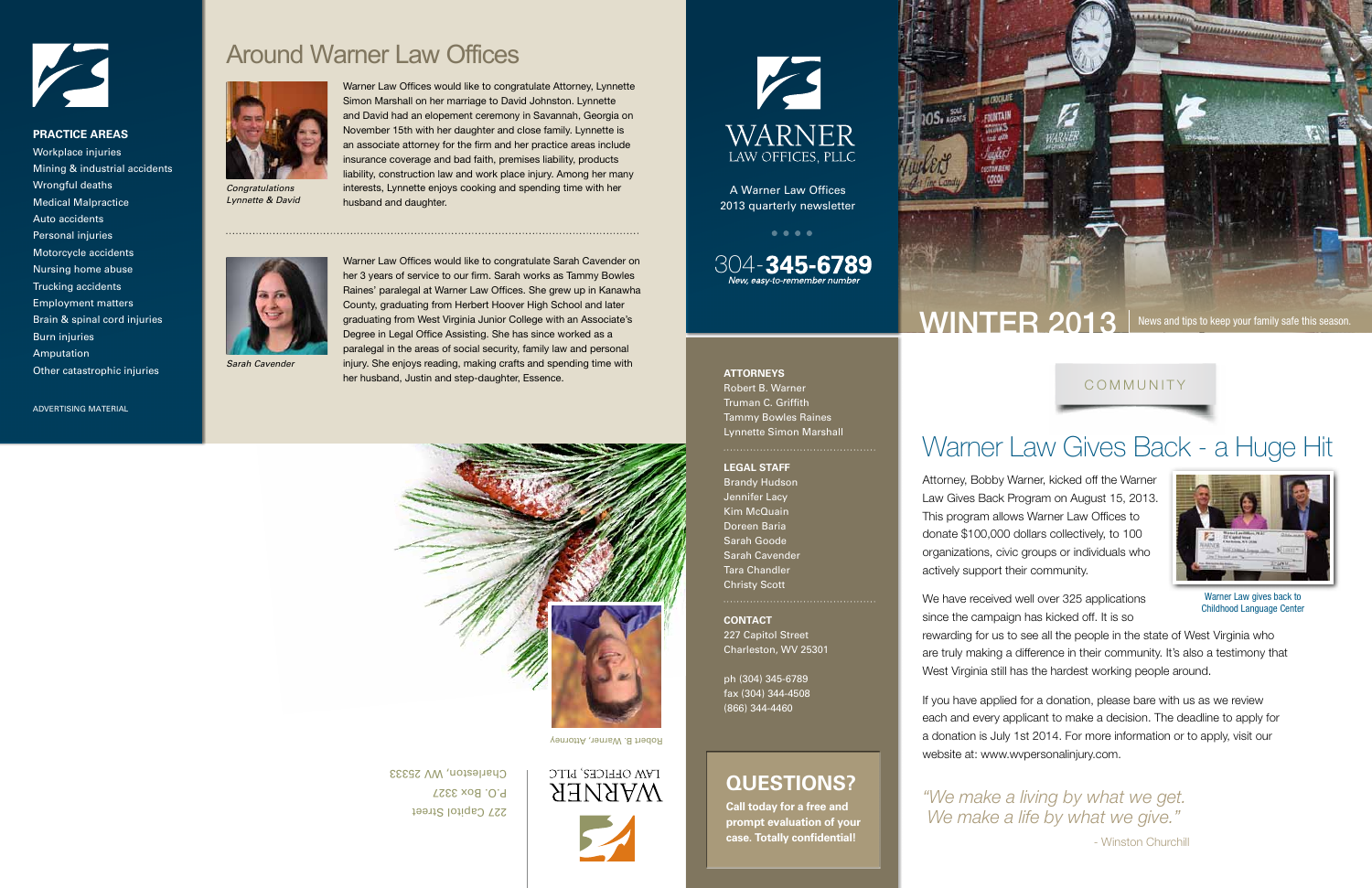**PRACTICE AREAS**

- Workplace injuries
- Mining & industrial accidents
- Wrongful deaths
- Medical Malpractice
- Auto accidents
- Personal injuries
- Motorcycle accidents
- Nursing home abuse
- Trucking accidents
- Employment matters
- Brain & spinal cord injuries
- Burn injuries
- Amputation
- Other catastrophic injuries

ADVERTISING MATERIAL

# Around Warner Law Offices

*Congratulations Lynnette & David*

Warner Law Offices would like to congratulate Attorney, Lynnette Simon Marshall on her marriage to David Johnston. Lynnette and David had an elopement ceremony in Savannah, Georgia on November 15th with her daughter and close family. Lynnette is an associate attorney for the firm and her practice areas include insurance coverage and bad faith, premises liability, products liability, construction law and work place injury. Among her many interests, Lynnette enjoys cooking and spending time with her husband and daughter.

*Sarah Cavender*

Warner Law Offices would like to congratulate Sarah Cavender on her 3 years of service to our firm. Sarah works as Tammy Bowles Raines' paralegal at Warner Law Offices. She grew up in Kanawha County, graduating from Herbert Hoover High School and later graduating from West Virginia Junior College with an Associate's Degree in Legal Office Assisting. She has since worked as a paralegal in the areas of social security, family law and personal injury. She enjoys reading, making crafts and spending time with her husband, Justin and step-daughter, Essence.

Robert B. Warner, Attorney

WARNER
LAW OFFICES, PLLC

227 Capitol Street
P.O. Box 3327
Charleston, WV 25333

WARNER
LAW OFFICES, PLLC

A Warner Law Offices
2013 quarterly newsletter

304-**345-6789**
*New, easy-to-remember number*

**ATTORNEYS**
Robert B. Warner
Truman C. Griffith
Tammy Bowles Raines
Lynnette Simon Marshall

**LEGAL STAFF**
Brandy Hudson
Jennifer Lacy
Kim McQuain
Doreen Baria
Sarah Goode
Sarah Cavender
Tara Chandler
Christy Scott

**CONTACT**
227 Capitol Street
Charleston, WV 25301

ph (304) 345-6789
fax (304) 344-4508
(866) 344-4460

## QUESTIONS?

**Call today for a free and prompt evaluation of your case. Totally confidential!**

# WINTER 2013

News and tips to keep your family safe this season.

COMMUNITY

## Warner Law Gives Back - a Huge Hit

Attorney, Bobby Warner, kicked off the Warner Law Gives Back Program on August 15, 2013. This program allows Warner Law Offices to donate $100,000 dollars collectively, to 100 organizations, civic groups or individuals who actively support their community.

Warner Law gives back to Childhood Language Center

We have received well over 325 applications since the campaign has kicked off. It is so rewarding for us to see all the people in the state of West Virginia who are truly making a difference in their community. It's also a testimony that West Virginia still has the hardest working people around.

If you have applied for a donation, please bare with us as we review each and every applicant to make a decision. The deadline to apply for a donation is July 1st 2014. For more information or to apply, visit our website at: www.wvpersonalinjury.com.

*"We make a living by what we get. We make a life by what we give."*

\- Winston Churchill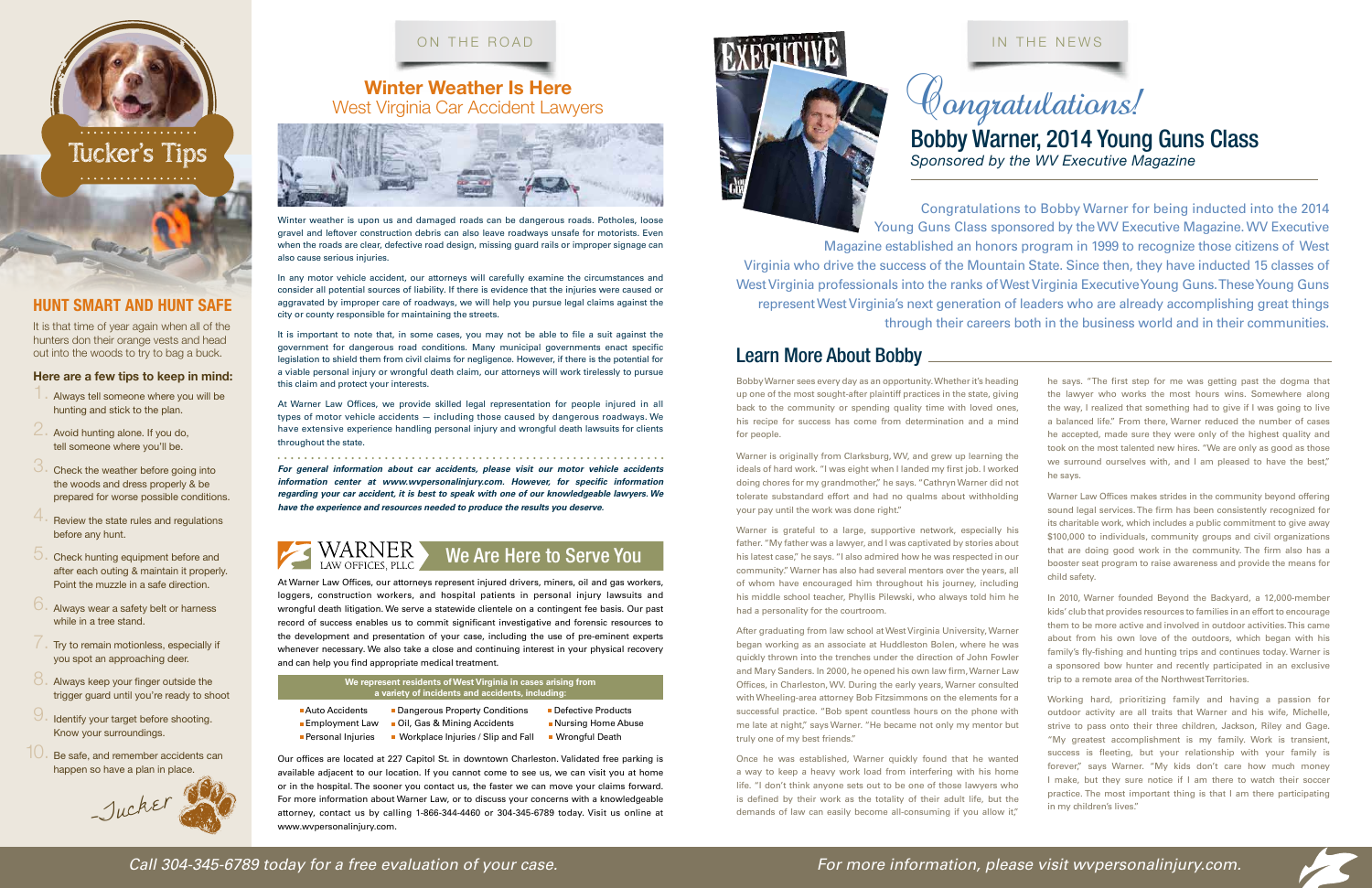# Tucker's Tips

## HUNT SMART AND HUNT SAFE

It is that time of year again when all of the hunters don their orange vests and head out into the woods to try to bag a buck.

**Here are a few tips to keep in mind:**

1. Always tell someone where you will be hunting and stick to the plan.
2. Avoid hunting alone. If you do, tell someone where you'll be.
3. Check the weather before going into the woods and dress properly & be prepared for worse possible conditions.
4. Review the state rules and regulations before any hunt.
5. Check hunting equipment before and after each outing & maintain it properly. Point the muzzle in a safe direction.
6. Always wear a safety belt or harness while in a tree stand.
7. Try to remain motionless, especially if you spot an approaching deer.
8. Always keep your finger outside the trigger guard until you're ready to shoot
9. Identify your target before shooting. Know your surroundings.
10. Be safe, and remember accidents can happen so have a plan in place.

-Tucker

ON THE ROAD

## Winter Weather Is Here

### West Virginia Car Accident Lawyers

Winter weather is upon us and damaged roads can be dangerous roads. Potholes, loose gravel and leftover construction debris can also leave roadways unsafe for motorists. Even when the roads are clear, defective road design, missing guard rails or improper signage can also cause serious injuries.

In any motor vehicle accident, our attorneys will carefully examine the circumstances and consider all potential sources of liability. If there is evidence that the injuries were caused or aggravated by improper care of roadways, we will help you pursue legal claims against the city or county responsible for maintaining the streets.

It is important to note that, in some cases, you may not be able to file a suit against the government for dangerous road conditions. Many municipal governments enact specific legislation to shield them from civil claims for negligence. However, if there is the potential for a viable personal injury or wrongful death claim, our attorneys will work tirelessly to pursue this claim and protect your interests.

At Warner Law Offices, we provide skilled legal representation for people injured in all types of motor vehicle accidents — including those caused by dangerous roadways. We have extensive experience handling personal injury and wrongful death lawsuits for clients throughout the state.

***For general information about car accidents, please visit our motor vehicle accidents information center at www.wvpersonalinjury.com. However, for specific information regarding your car accident, it is best to speak with one of our knowledgeable lawyers. We have the experience and resources needed to produce the results you deserve.***

WARNER LAW OFFICES, PLLC

## We Are Here to Serve You

At Warner Law Offices, our attorneys represent injured drivers, miners, oil and gas workers, loggers, construction workers, and hospital patients in personal injury lawsuits and wrongful death litigation. We serve a statewide clientele on a contingent fee basis. Our past record of success enables us to commit significant investigative and forensic resources to the development and presentation of your case, including the use of pre-eminent experts whenever necessary. We also take a close and continuing interest in your physical recovery and can help you find appropriate medical treatment.

**We represent residents of West Virginia in cases arising from a variety of incidents and accidents, including:**

- Auto Accidents
- Employment Law
- Personal Injuries
- Dangerous Property Conditions
- Oil, Gas & Mining Accidents
- Workplace Injuries / Slip and Fall
- Defective Products
- Nursing Home Abuse
- Wrongful Death

Our offices are located at 227 Capitol St. in downtown Charleston. Validated free parking is available adjacent to our location. If you cannot come to see us, we can visit you at home or in the hospital. The sooner you contact us, the faster we can move your claims forward. For more information about Warner Law, or to discuss your concerns with a knowledgeable attorney, contact us by calling 1-866-344-4460 or 304-345-6789 today. Visit us online at www.wvpersonalinjury.com.

IN THE NEWS

# Congratulations!

## Bobby Warner, 2014 Young Guns Class

*Sponsored by the WV Executive Magazine*

Congratulations to Bobby Warner for being inducted into the 2014 Young Guns Class sponsored by the WV Executive Magazine. WV Executive Magazine established an honors program in 1999 to recognize those citizens of West Virginia who drive the success of the Mountain State. Since then, they have inducted 15 classes of West Virginia professionals into the ranks of West Virginia Executive Young Guns. These Young Guns represent West Virginia's next generation of leaders who are already accomplishing great things through their careers both in the business world and in their communities.

## Learn More About Bobby

Bobby Warner sees every day as an opportunity. Whether it's heading up one of the most sought-after plaintiff practices in the state, giving back to the community or spending quality time with loved ones, his recipe for success has come from determination and a mind for people.

Warner is originally from Clarksburg, WV, and grew up learning the ideals of hard work. "I was eight when I landed my first job. I worked doing chores for my grandmother," he says. "Cathryn Warner did not tolerate substandard effort and had no qualms about withholding your pay until the work was done right."

Warner is grateful to a large, supportive network, especially his father. "My father was a lawyer, and I was captivated by stories about his latest case," he says. "I also admired how he was respected in our community." Warner has also had several mentors over the years, all of whom have encouraged him throughout his journey, including his middle school teacher, Phyllis Pilewski, who always told him he had a personality for the courtroom.

After graduating from law school at West Virginia University, Warner began working as an associate at Huddleston Bolen, where he was quickly thrown into the trenches under the direction of John Fowler and Mary Sanders. In 2000, he opened his own law firm, Warner Law Offices, in Charleston, WV. During the early years, Warner consulted with Wheeling-area attorney Bob Fitzsimmons on the elements for a successful practice. "Bob spent countless hours on the phone with me late at night," says Warner. "He became not only my mentor but truly one of my best friends."

Once he was established, Warner quickly found that he wanted a way to keep a heavy work load from interfering with his home life. "I don't think anyone sets out to be one of those lawyers who is defined by their work as the totality of their adult life, but the demands of law can easily become all-consuming if you allow it," he says. "The first step for me was getting past the dogma that the lawyer who works the most hours wins. Somewhere along the way, I realized that something had to give if I was going to live a balanced life." From there, Warner reduced the number of cases he accepted, made sure they were only of the highest quality and took on the most talented new hires. "We are only as good as those we surround ourselves with, and I am pleased to have the best," he says.

Warner Law Offices makes strides in the community beyond offering sound legal services. The firm has been consistently recognized for its charitable work, which includes a public commitment to give away $100,000 to individuals, community groups and civil organizations that are doing good work in the community. The firm also has a booster seat program to raise awareness and provide the means for child safety.

In 2010, Warner founded Beyond the Backyard, a 12,000-member kids' club that provides resources to families in an effort to encourage them to be more active and involved in outdoor activities. This came about from his own love of the outdoors, which began with his family's fly-fishing and hunting trips and continues today. Warner is a sponsored bow hunter and recently participated in an exclusive trip to a remote area of the Northwest Territories.

Working hard, prioritizing family and having a passion for outdoor activity are all traits that Warner and his wife, Michelle, strive to pass onto their three children, Jackson, Riley and Gage. "My greatest accomplishment is my family. Work is transient, success is fleeting, but your relationship with your family is forever," says Warner. "My kids don't care how much money I make, but they sure notice if I am there to watch their soccer practice. The most important thing is that I am there participating in my children's lives."

*Call 304-345-6789 today for a free evaluation of your case.*

*For more information, please visit wvpersonalinjury.com.*